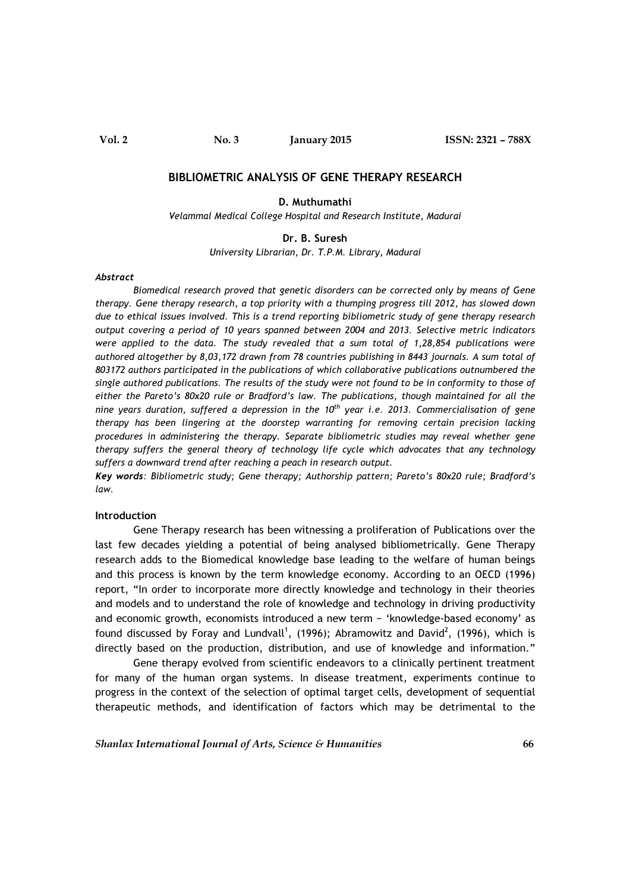Vol. 2 No. 3 January 2015 ISSN: 2321 – 788X

# BIBLIOMETRIC ANALYSIS OF GENE THERAPY RESEARCH

**D. Muthumathi**

*Velammal Medical College Hospital and Research Institute, Madurai*

**Dr. B. Suresh**

*University Librarian, Dr. T.P.M. Library, Madurai*

***Abstract***

*Biomedical research proved that genetic disorders can be corrected only by means of Gene therapy. Gene therapy research, a top priority with a thumping progress till 2012, has slowed down due to ethical issues involved. This is a trend reporting bibliometric study of gene therapy research output covering a period of 10 years spanned between 2004 and 2013. Selective metric indicators were applied to the data. The study revealed that a sum total of 1,28,854 publications were authored altogether by 8,03,172 drawn from 78 countries publishing in 8443 journals. A sum total of 803172 authors participated in the publications of which collaborative publications outnumbered the single authored publications. The results of the study were not found to be in conformity to those of either the Pareto's 80x20 rule or Bradford's law. The publications, though maintained for all the nine years duration, suffered a depression in the 10th year i.e. 2013. Commercialisation of gene therapy has been lingering at the doorstep warranting for removing certain precision lacking procedures in administering the therapy. Separate bibliometric studies may reveal whether gene therapy suffers the general theory of technology life cycle which advocates that any technology suffers a downward trend after reaching a peach in research output.*

***Key words**: Bibliometric study; Gene therapy; Authorship pattern; Pareto's 80x20 rule; Bradford's law.*

## Introduction

Gene Therapy research has been witnessing a proliferation of Publications over the last few decades yielding a potential of being analysed bibliometrically. Gene Therapy research adds to the Biomedical knowledge base leading to the welfare of human beings and this process is known by the term knowledge economy. According to an OECD (1996) report, "In order to incorporate more directly knowledge and technology in their theories and models and to understand the role of knowledge and technology in driving productivity and economic growth, economists introduced a new term − 'knowledge-based economy' as found discussed by Foray and Lundvall[1], (1996); Abramowitz and David[2], (1996), which is directly based on the production, distribution, and use of knowledge and information."

Gene therapy evolved from scientific endeavors to a clinically pertinent treatment for many of the human organ systems. In disease treatment, experiments continue to progress in the context of the selection of optimal target cells, development of sequential therapeutic methods, and identification of factors which may be detrimental to the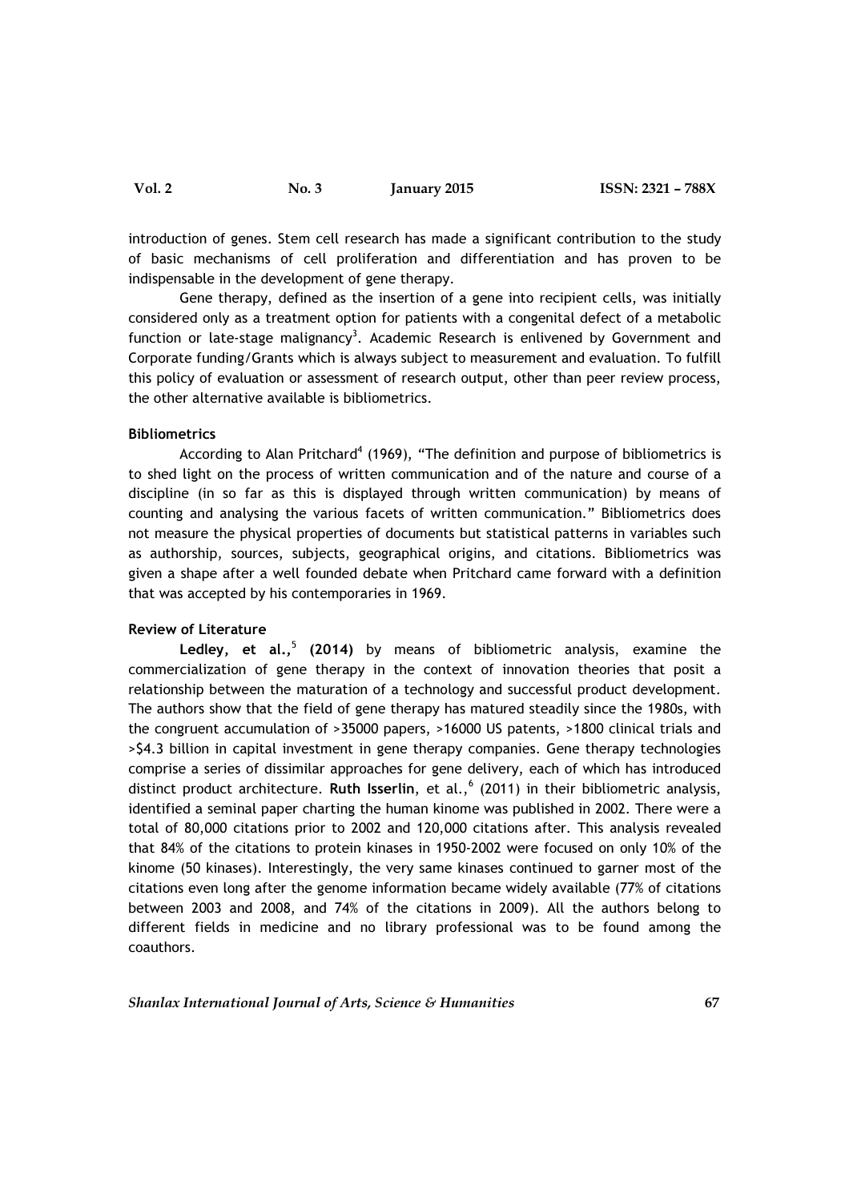introduction of genes. Stem cell research has made a significant contribution to the study of basic mechanisms of cell proliferation and differentiation and has proven to be indispensable in the development of gene therapy.

Gene therapy, defined as the insertion of a gene into recipient cells, was initially considered only as a treatment option for patients with a congenital defect of a metabolic function or late-stage malignancy[3]. Academic Research is enlivened by Government and Corporate funding/Grants which is always subject to measurement and evaluation. To fulfill this policy of evaluation or assessment of research output, other than peer review process, the other alternative available is bibliometrics.

**Bibliometrics**

According to Alan Pritchard[4] (1969), "The definition and purpose of bibliometrics is to shed light on the process of written communication and of the nature and course of a discipline (in so far as this is displayed through written communication) by means of counting and analysing the various facets of written communication." Bibliometrics does not measure the physical properties of documents but statistical patterns in variables such as authorship, sources, subjects, geographical origins, and citations. Bibliometrics was given a shape after a well founded debate when Pritchard came forward with a definition that was accepted by his contemporaries in 1969.

**Review of Literature**

**Ledley, et al.,**[5] **(2014)** by means of bibliometric analysis, examine the commercialization of gene therapy in the context of innovation theories that posit a relationship between the maturation of a technology and successful product development. The authors show that the field of gene therapy has matured steadily since the 1980s, with the congruent accumulation of >35000 papers, >16000 US patents, >1800 clinical trials and >$4.3 billion in capital investment in gene therapy companies. Gene therapy technologies comprise a series of dissimilar approaches for gene delivery, each of which has introduced distinct product architecture. **Ruth Isserlin**, et al.,[6] (2011) in their bibliometric analysis, identified a seminal paper charting the human kinome was published in 2002. There were a total of 80,000 citations prior to 2002 and 120,000 citations after. This analysis revealed that 84% of the citations to protein kinases in 1950-2002 were focused on only 10% of the kinome (50 kinases). Interestingly, the very same kinases continued to garner most of the citations even long after the genome information became widely available (77% of citations between 2003 and 2008, and 74% of the citations in 2009). All the authors belong to different fields in medicine and no library professional was to be found among the coauthors.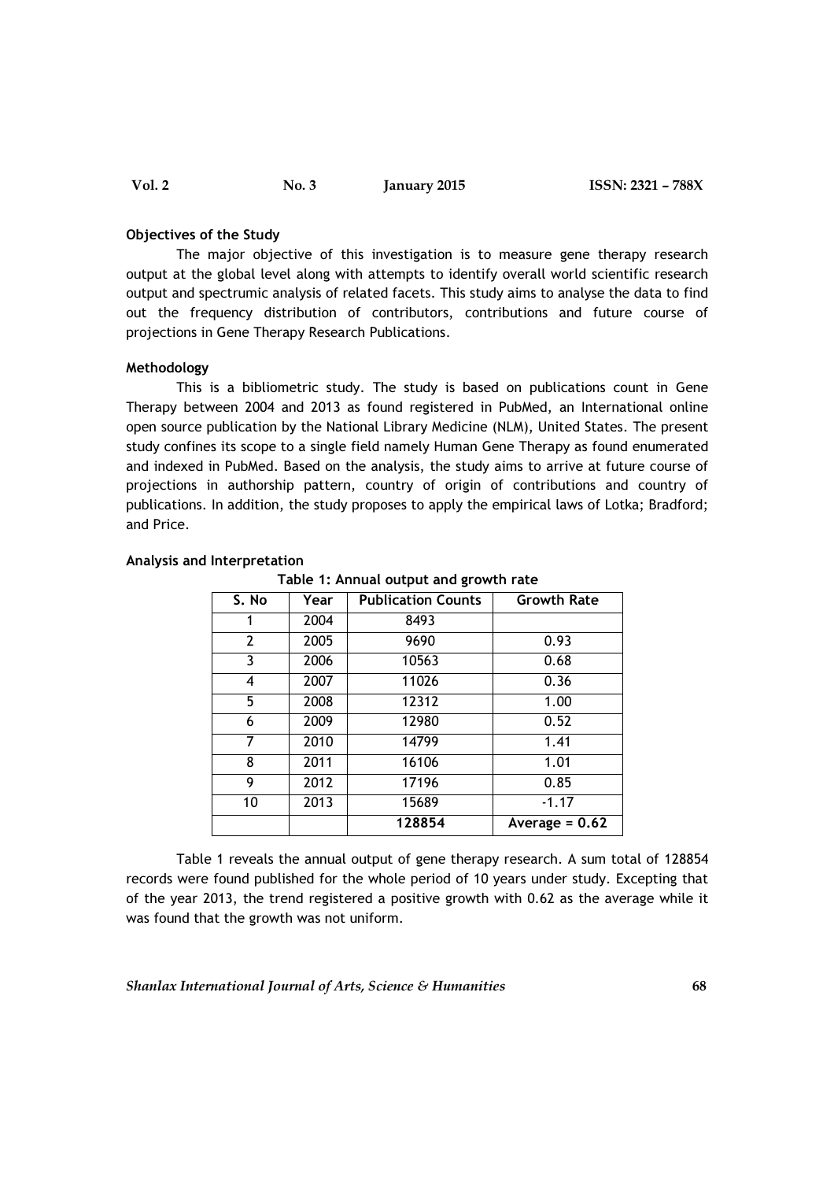**Objectives of the Study**

The major objective of this investigation is to measure gene therapy research output at the global level along with attempts to identify overall world scientific research output and spectrumic analysis of related facets. This study aims to analyse the data to find out the frequency distribution of contributors, contributions and future course of projections in Gene Therapy Research Publications.

**Methodology**

This is a bibliometric study. The study is based on publications count in Gene Therapy between 2004 and 2013 as found registered in PubMed, an International online open source publication by the National Library Medicine (NLM), United States. The present study confines its scope to a single field namely Human Gene Therapy as found enumerated and indexed in PubMed. Based on the analysis, the study aims to arrive at future course of projections in authorship pattern, country of origin of contributions and country of publications. In addition, the study proposes to apply the empirical laws of Lotka; Bradford; and Price.

**Analysis and Interpretation**

**Table 1: Annual output and growth rate**

| S. No | Year | Publication Counts | Growth Rate |
|---|---|---|---|
| 1 | 2004 | 8493 | |
| 2 | 2005 | 9690 | 0.93 |
| 3 | 2006 | 10563 | 0.68 |
| 4 | 2007 | 11026 | 0.36 |
| 5 | 2008 | 12312 | 1.00 |
| 6 | 2009 | 12980 | 0.52 |
| 7 | 2010 | 14799 | 1.41 |
| 8 | 2011 | 16106 | 1.01 |
| 9 | 2012 | 17196 | 0.85 |
| 10 | 2013 | 15689 | -1.17 |
| | | **128854** | **Average = 0.62** |

Table 1 reveals the annual output of gene therapy research. A sum total of 128854 records were found published for the whole period of 10 years under study. Excepting that of the year 2013, the trend registered a positive growth with 0.62 as the average while it was found that the growth was not uniform.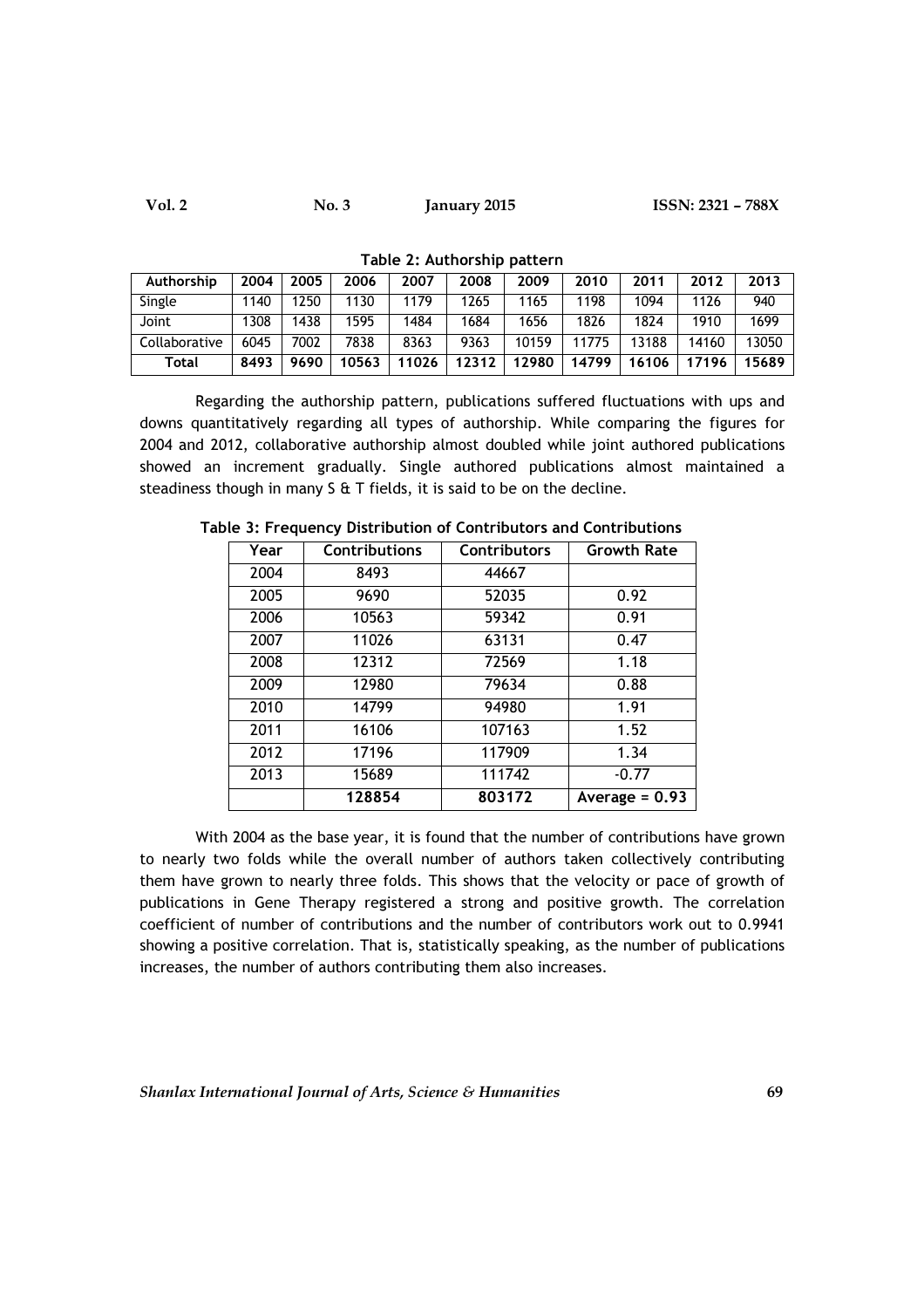**Table 2: Authorship pattern**

| Authorship | 2004 | 2005 | 2006 | 2007 | 2008 | 2009 | 2010 | 2011 | 2012 | 2013 |
|---|---|---|---|---|---|---|---|---|---|---|
| Single | 1140 | 1250 | 1130 | 1179 | 1265 | 1165 | 1198 | 1094 | 1126 | 940 |
| Joint | 1308 | 1438 | 1595 | 1484 | 1684 | 1656 | 1826 | 1824 | 1910 | 1699 |
| Collaborative | 6045 | 7002 | 7838 | 8363 | 9363 | 10159 | 11775 | 13188 | 14160 | 13050 |
| **Total** | **8493** | **9690** | **10563** | **11026** | **12312** | **12980** | **14799** | **16106** | **17196** | **15689** |

Regarding the authorship pattern, publications suffered fluctuations with ups and downs quantitatively regarding all types of authorship. While comparing the figures for 2004 and 2012, collaborative authorship almost doubled while joint authored publications showed an increment gradually. Single authored publications almost maintained a steadiness though in many S & T fields, it is said to be on the decline.

**Table 3: Frequency Distribution of Contributors and Contributions**

| Year | Contributions | Contributors | Growth Rate |
|---|---|---|---|
| 2004 | 8493 | 44667 | |
| 2005 | 9690 | 52035 | 0.92 |
| 2006 | 10563 | 59342 | 0.91 |
| 2007 | 11026 | 63131 | 0.47 |
| 2008 | 12312 | 72569 | 1.18 |
| 2009 | 12980 | 79634 | 0.88 |
| 2010 | 14799 | 94980 | 1.91 |
| 2011 | 16106 | 107163 | 1.52 |
| 2012 | 17196 | 117909 | 1.34 |
| 2013 | 15689 | 111742 | -0.77 |
| | **128854** | **803172** | **Average = 0.93** |

With 2004 as the base year, it is found that the number of contributions have grown to nearly two folds while the overall number of authors taken collectively contributing them have grown to nearly three folds. This shows that the velocity or pace of growth of publications in Gene Therapy registered a strong and positive growth. The correlation coefficient of number of contributions and the number of contributors work out to 0.9941 showing a positive correlation. That is, statistically speaking, as the number of publications increases, the number of authors contributing them also increases.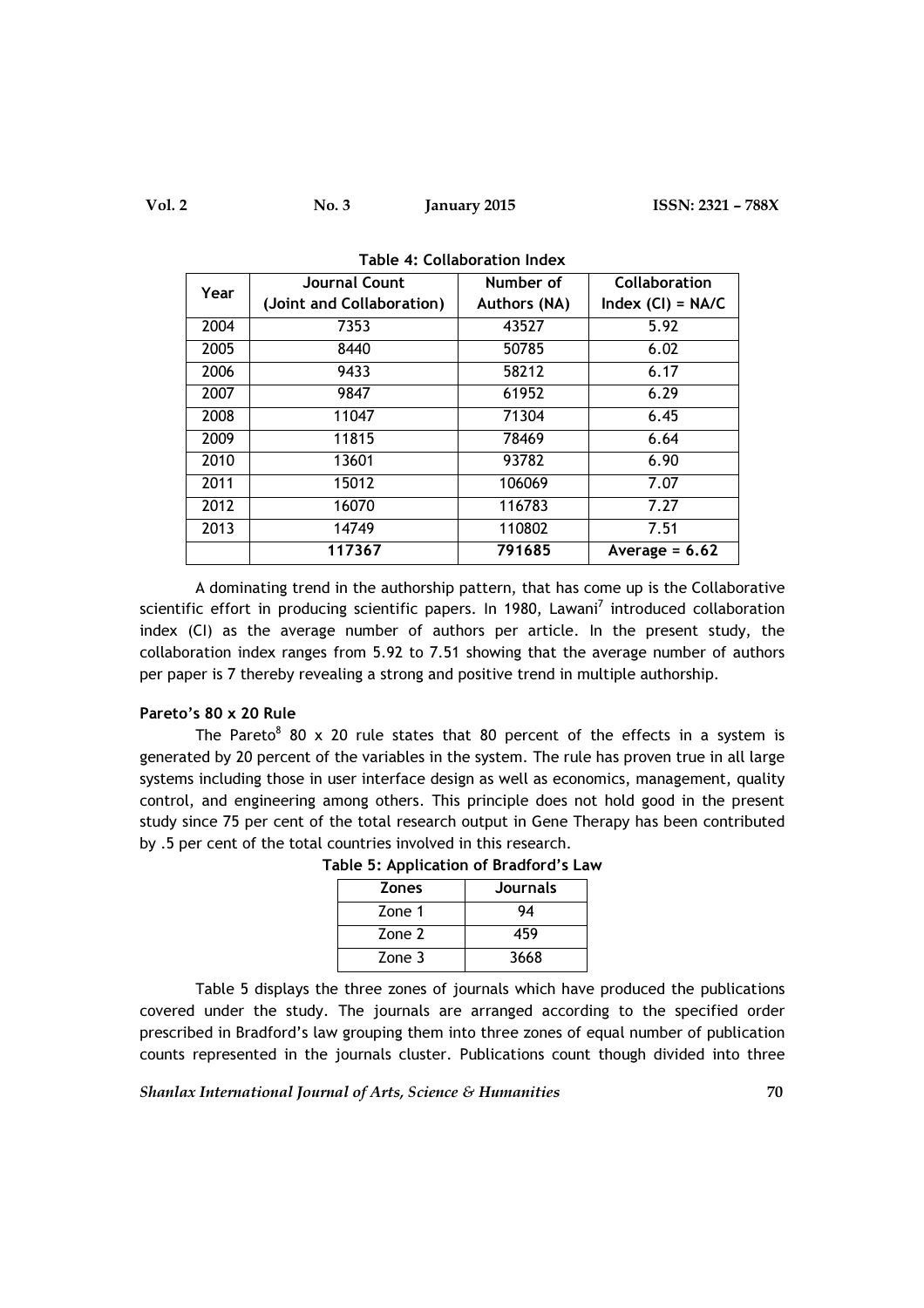**Table 4: Collaboration Index**

| Year | Journal Count (Joint and Collaboration) | Number of Authors (NA) | Collaboration Index (CI) = NA/C |
|---|---|---|---|
| 2004 | 7353 | 43527 | 5.92 |
| 2005 | 8440 | 50785 | 6.02 |
| 2006 | 9433 | 58212 | 6.17 |
| 2007 | 9847 | 61952 | 6.29 |
| 2008 | 11047 | 71304 | 6.45 |
| 2009 | 11815 | 78469 | 6.64 |
| 2010 | 13601 | 93782 | 6.90 |
| 2011 | 15012 | 106069 | 7.07 |
| 2012 | 16070 | 116783 | 7.27 |
| 2013 | 14749 | 110802 | 7.51 |
| | **117367** | **791685** | **Average = 6.62** |

A dominating trend in the authorship pattern, that has come up is the Collaborative scientific effort in producing scientific papers. In 1980, Lawani[7] introduced collaboration index (CI) as the average number of authors per article. In the present study, the collaboration index ranges from 5.92 to 7.51 showing that the average number of authors per paper is 7 thereby revealing a strong and positive trend in multiple authorship.

**Pareto's 80 x 20 Rule**

The Pareto[8] 80 x 20 rule states that 80 percent of the effects in a system is generated by 20 percent of the variables in the system. The rule has proven true in all large systems including those in user interface design as well as economics, management, quality control, and engineering among others. This principle does not hold good in the present study since 75 per cent of the total research output in Gene Therapy has been contributed by .5 per cent of the total countries involved in this research.

**Table 5: Application of Bradford's Law**

| Zones | Journals |
|---|---|
| Zone 1 | 94 |
| Zone 2 | 459 |
| Zone 3 | 3668 |

Table 5 displays the three zones of journals which have produced the publications covered under the study. The journals are arranged according to the specified order prescribed in Bradford's law grouping them into three zones of equal number of publication counts represented in the journals cluster. Publications count though divided into three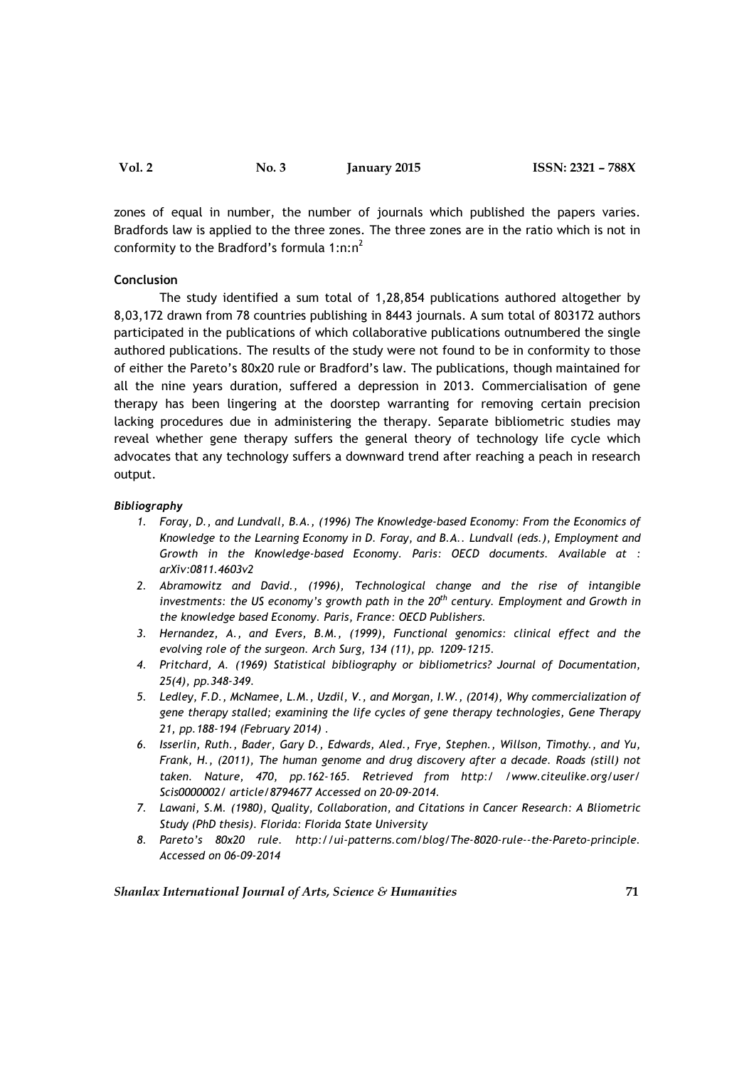zones of equal in number, the number of journals which published the papers varies. Bradfords law is applied to the three zones. The three zones are in the ratio which is not in conformity to the Bradford's formula $1:n:n^2$

**Conclusion**

The study identified a sum total of 1,28,854 publications authored altogether by 8,03,172 drawn from 78 countries publishing in 8443 journals. A sum total of 803172 authors participated in the publications of which collaborative publications outnumbered the single authored publications. The results of the study were not found to be in conformity to those of either the Pareto's 80x20 rule or Bradford's law. The publications, though maintained for all the nine years duration, suffered a depression in 2013. Commercialisation of gene therapy has been lingering at the doorstep warranting for removing certain precision lacking procedures due in administering the therapy. Separate bibliometric studies may reveal whether gene therapy suffers the general theory of technology life cycle which advocates that any technology suffers a downward trend after reaching a peach in research output.

***Bibliography***

1. *Foray, D., and Lundvall, B.A., (1996) The Knowledge-based Economy: From the Economics of Knowledge to the Learning Economy in D. Foray, and B.A.. Lundvall (eds.), Employment and Growth in the Knowledge-based Economy. Paris: OECD documents. Available at : arXiv:0811.4603v2*
2. *Abramowitz and David., (1996), Technological change and the rise of intangible investments: the US economy's growth path in the 20th century. Employment and Growth in the knowledge based Economy. Paris, France: OECD Publishers.*
3. *Hernandez, A., and Evers, B.M., (1999), Functional genomics: clinical effect and the evolving role of the surgeon. Arch Surg, 134 (11), pp. 1209–1215.*
4. *Pritchard, A. (1969) Statistical bibliography or bibliometrics? Journal of Documentation, 25(4), pp.348-349.*
5. *Ledley, F.D., McNamee, L.M., Uzdil, V., and Morgan, I.W., (2014), Why commercialization of gene therapy stalled; examining the life cycles of gene therapy technologies, Gene Therapy 21, pp.188-194 (February 2014) .*
6. *Isserlin, Ruth., Bader, Gary D., Edwards, Aled., Frye, Stephen., Willson, Timothy., and Yu, Frank, H., (2011), The human genome and drug discovery after a decade. Roads (still) not taken. Nature, 470, pp.162-165. Retrieved from http:/ /www.citeulike.org/user/ Scis0000002/ article/8794677 Accessed on 20-09-2014.*
7. *Lawani, S.M. (1980), Quality, Collaboration, and Citations in Cancer Research: A Bliometric Study (PhD thesis). Florida: Florida State University*
8. *Pareto's 80x20 rule. http://ui-patterns.com/blog/The-8020-rule--the-Pareto-principle. Accessed on 06-09-2014*